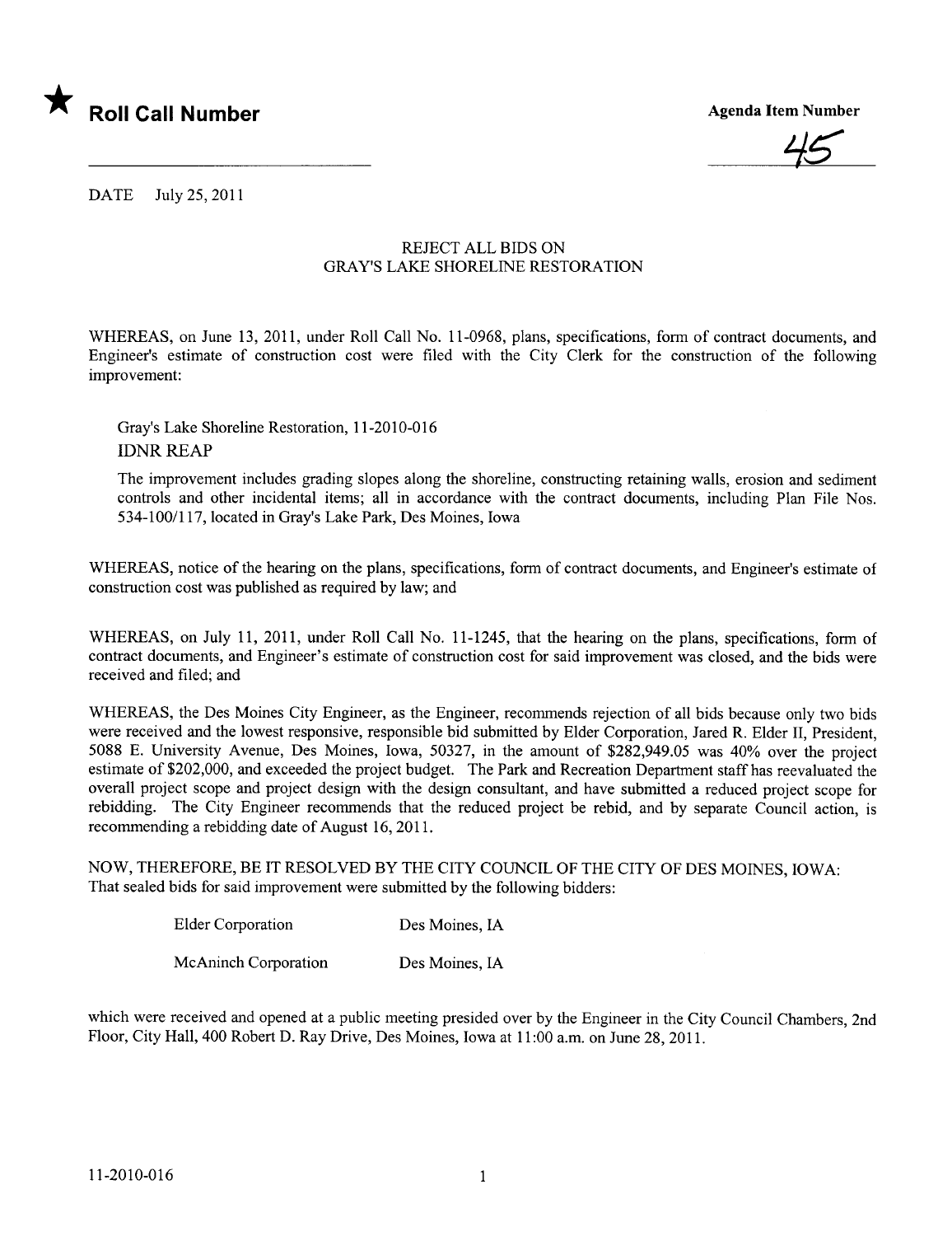★ **Roll Call Number**

**Agenda Item Number**

45

DATE July 25, 2011

REJECT ALL BIDS ON
GRAY'S LAKE SHORELINE RESTORATION

WHEREAS, on June 13, 2011, under Roll Call No. 11-0968, plans, specifications, form of contract documents, and Engineer's estimate of construction cost were filed with the City Clerk for the construction of the following improvement:

Gray's Lake Shoreline Restoration, 11-2010-016
IDNR REAP

The improvement includes grading slopes along the shoreline, constructing retaining walls, erosion and sediment controls and other incidental items; all in accordance with the contract documents, including Plan File Nos. 534-100/117, located in Gray's Lake Park, Des Moines, Iowa

WHEREAS, notice of the hearing on the plans, specifications, form of contract documents, and Engineer's estimate of construction cost was published as required by law; and

WHEREAS, on July 11, 2011, under Roll Call No. 11-1245, that the hearing on the plans, specifications, form of contract documents, and Engineer's estimate of construction cost for said improvement was closed, and the bids were received and filed; and

WHEREAS, the Des Moines City Engineer, as the Engineer, recommends rejection of all bids because only two bids were received and the lowest responsive, responsible bid submitted by Elder Corporation, Jared R. Elder II, President, 5088 E. University Avenue, Des Moines, Iowa, 50327, in the amount of $282,949.05 was 40% over the project estimate of $202,000, and exceeded the project budget. The Park and Recreation Department staff has reevaluated the overall project scope and project design with the design consultant, and have submitted a reduced project scope for rebidding. The City Engineer recommends that the reduced project be rebid, and by separate Council action, is recommending a rebidding date of August 16, 2011.

NOW, THEREFORE, BE IT RESOLVED BY THE CITY COUNCIL OF THE CITY OF DES MOINES, IOWA:
That sealed bids for said improvement were submitted by the following bidders:

| | |
|---|---|
| Elder Corporation | Des Moines, IA |
| McAninch Corporation | Des Moines, IA |

which were received and opened at a public meeting presided over by the Engineer in the City Council Chambers, 2nd Floor, City Hall, 400 Robert D. Ray Drive, Des Moines, Iowa at 11:00 a.m. on June 28, 2011.

11-2010-016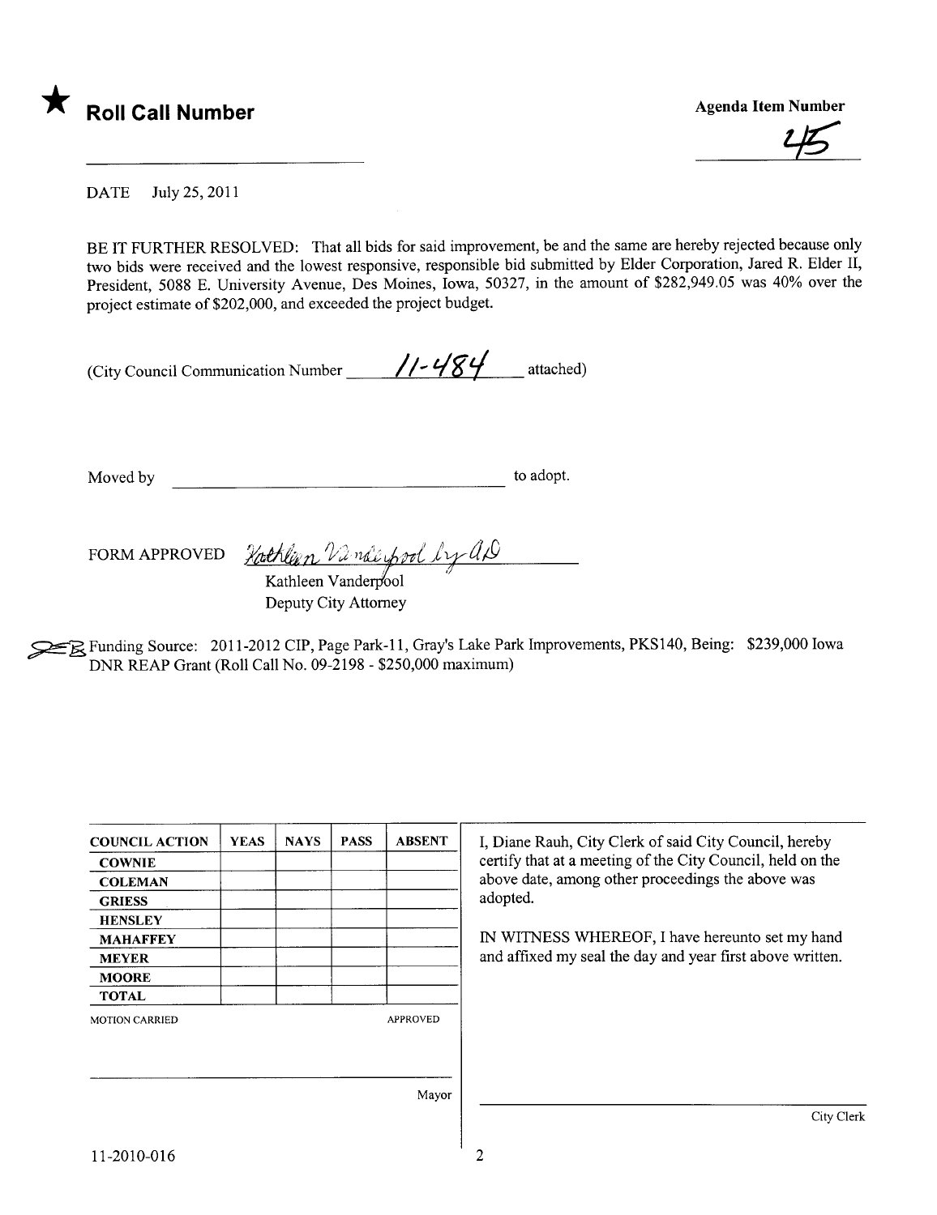★ **Roll Call Number**

**Agenda Item Number**

45

DATE July 25, 2011

BE IT FURTHER RESOLVED: That all bids for said improvement, be and the same are hereby rejected because only two bids were received and the lowest responsive, responsible bid submitted by Elder Corporation, Jared R. Elder II, President, 5088 E. University Avenue, Des Moines, Iowa, 50327, in the amount of $282,949.05 was 40% over the project estimate of $202,000, and exceeded the project budget.

(City Council Communication Number 11-484 attached)

Moved by ______________________ to adopt.

FORM APPROVED *Kathleen Vanderpool by AD*

Kathleen Vanderpool
Deputy City Attorney

Funding Source: 2011-2012 CIP, Page Park-11, Gray's Lake Park Improvements, PKS140, Being: $239,000 Iowa DNR REAP Grant (Roll Call No. 09-2198 - $250,000 maximum)

| COUNCIL ACTION | YEAS | NAYS | PASS | ABSENT |
|---|---|---|---|---|
| COWNIE | | | | |
| COLEMAN | | | | |
| GRIESS | | | | |
| HENSLEY | | | | |
| MAHAFFEY | | | | |
| MEYER | | | | |
| MOORE | | | | |
| TOTAL | | | | |

MOTION CARRIED APPROVED

Mayor

I, Diane Rauh, City Clerk of said City Council, hereby certify that at a meeting of the City Council, held on the above date, among other proceedings the above was adopted.

IN WITNESS WHEREOF, I have hereunto set my hand and affixed my seal the day and year first above written.

City Clerk

11-2010-016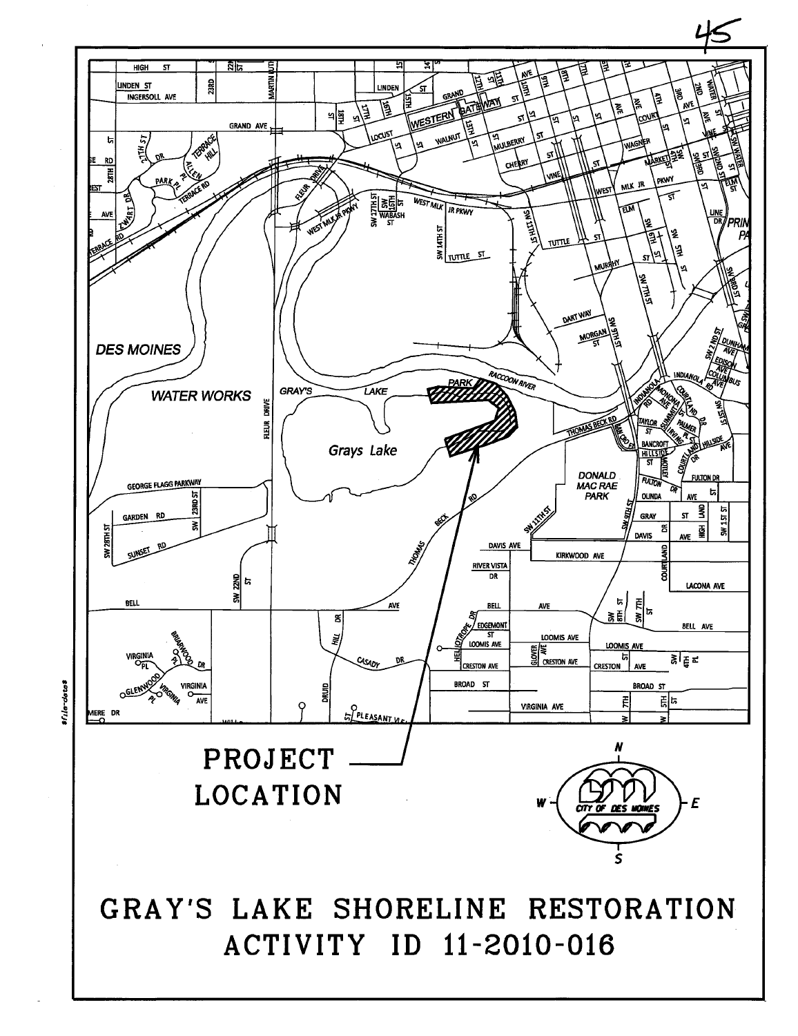PROJECT LOCATION

# GRAY'S LAKE SHORELINE RESTORATION ACTIVITY ID 11-2010-016